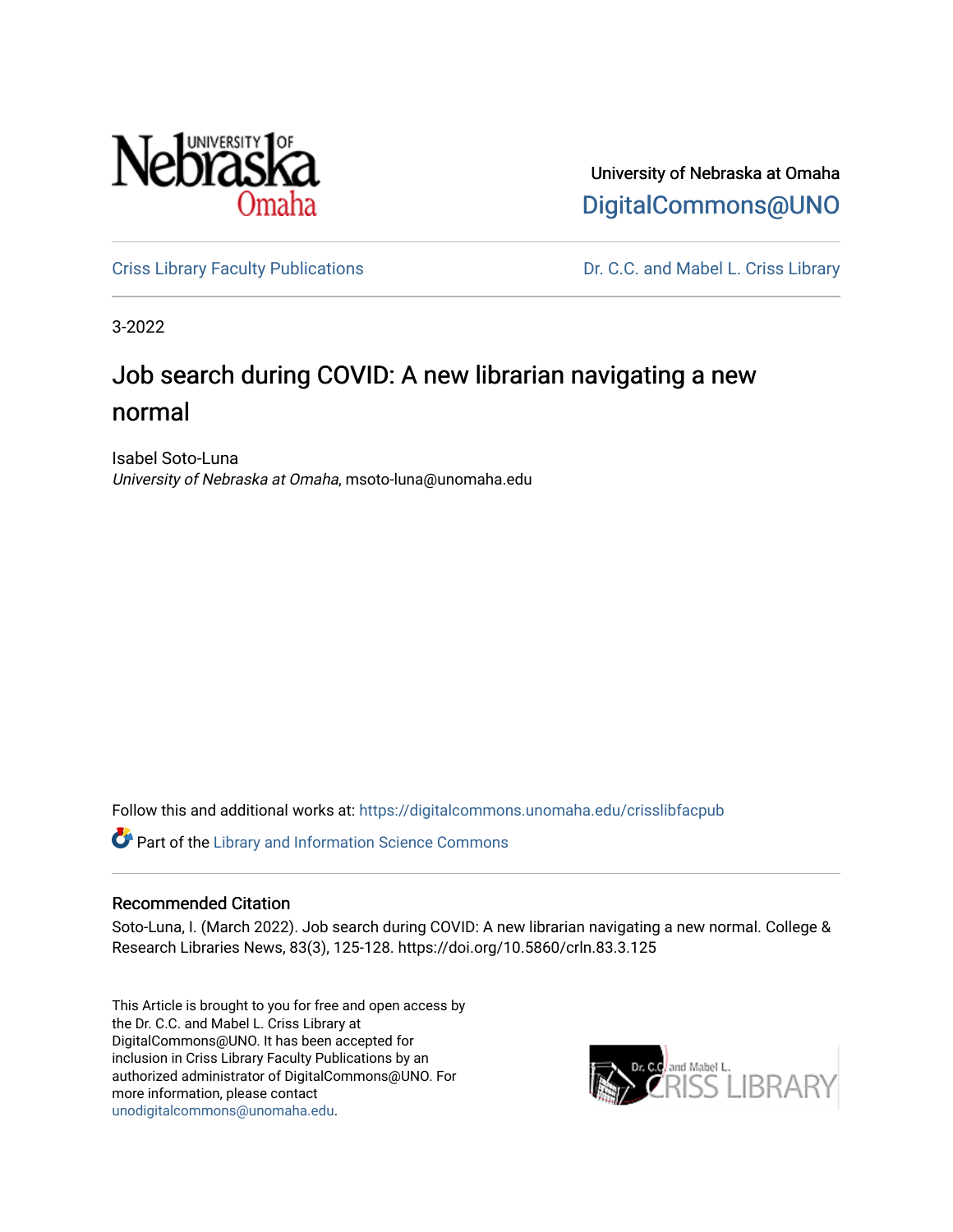University of Nebraska at Omaha

DigitalCommons@UNO

Criss Library Faculty Publications

Dr. C.C. and Mabel L. Criss Library

3-2022

# Job search during COVID: A new librarian navigating a new normal

Isabel Soto-Luna

*University of Nebraska at Omaha*, msoto-luna@unomaha.edu

Follow this and additional works at: https://digitalcommons.unomaha.edu/crisslibfacpub

Part of the Library and Information Science Commons

## Recommended Citation

Soto-Luna, I. (March 2022). Job search during COVID: A new librarian navigating a new normal. College & Research Libraries News, 83(3), 125-128. https://doi.org/10.5860/crln.83.3.125

This Article is brought to you for free and open access by the Dr. C.C. and Mabel L. Criss Library at DigitalCommons@UNO. It has been accepted for inclusion in Criss Library Faculty Publications by an authorized administrator of DigitalCommons@UNO. For more information, please contact unodigitalcommons@unomaha.edu.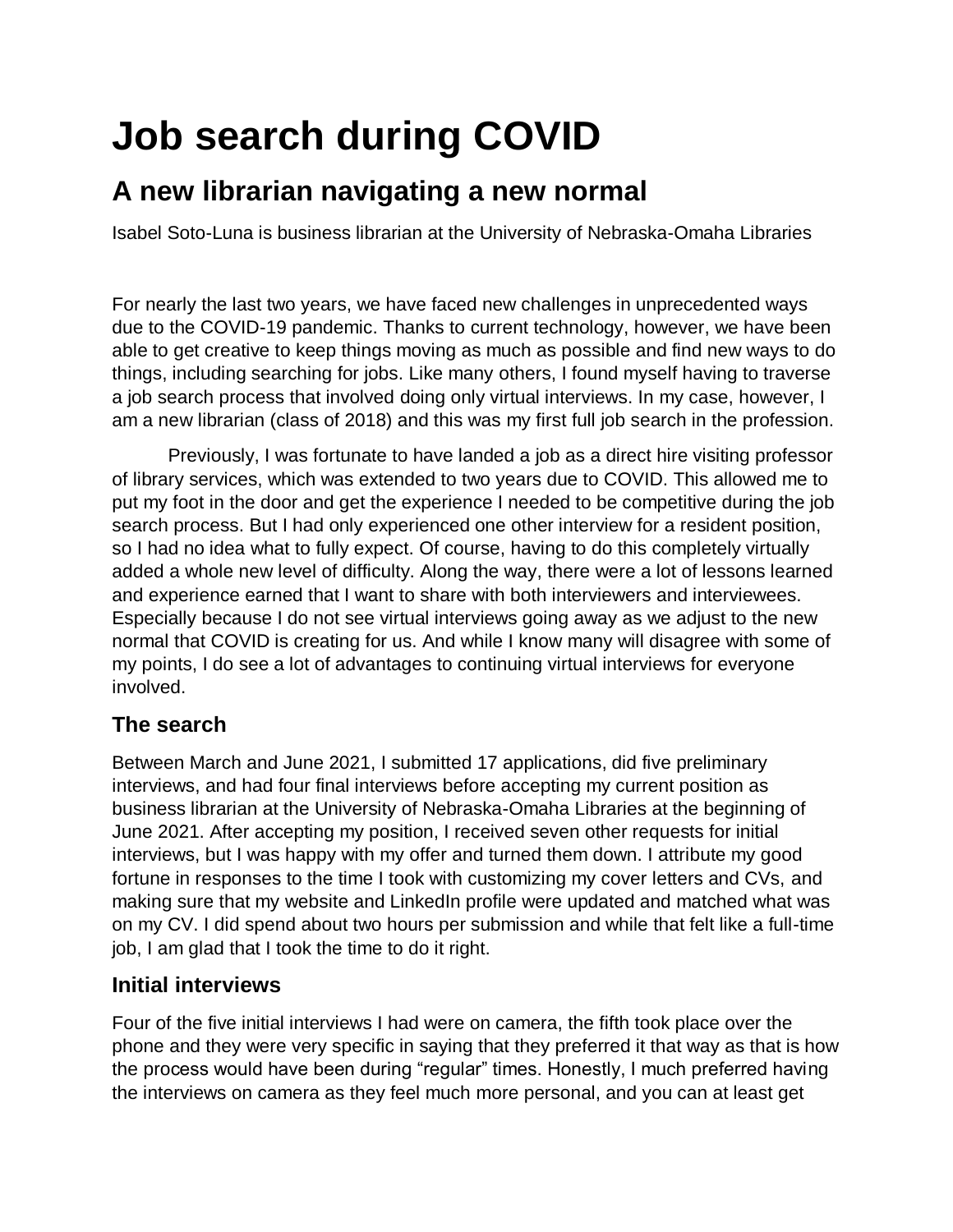# Job search during COVID

## A new librarian navigating a new normal

Isabel Soto-Luna is business librarian at the University of Nebraska-Omaha Libraries

For nearly the last two years, we have faced new challenges in unprecedented ways due to the COVID-19 pandemic. Thanks to current technology, however, we have been able to get creative to keep things moving as much as possible and find new ways to do things, including searching for jobs. Like many others, I found myself having to traverse a job search process that involved doing only virtual interviews. In my case, however, I am a new librarian (class of 2018) and this was my first full job search in the profession.

Previously, I was fortunate to have landed a job as a direct hire visiting professor of library services, which was extended to two years due to COVID. This allowed me to put my foot in the door and get the experience I needed to be competitive during the job search process. But I had only experienced one other interview for a resident position, so I had no idea what to fully expect. Of course, having to do this completely virtually added a whole new level of difficulty. Along the way, there were a lot of lessons learned and experience earned that I want to share with both interviewers and interviewees. Especially because I do not see virtual interviews going away as we adjust to the new normal that COVID is creating for us. And while I know many will disagree with some of my points, I do see a lot of advantages to continuing virtual interviews for everyone involved.

### The search

Between March and June 2021, I submitted 17 applications, did five preliminary interviews, and had four final interviews before accepting my current position as business librarian at the University of Nebraska-Omaha Libraries at the beginning of June 2021. After accepting my position, I received seven other requests for initial interviews, but I was happy with my offer and turned them down. I attribute my good fortune in responses to the time I took with customizing my cover letters and CVs, and making sure that my website and LinkedIn profile were updated and matched what was on my CV. I did spend about two hours per submission and while that felt like a full-time job, I am glad that I took the time to do it right.

### Initial interviews

Four of the five initial interviews I had were on camera, the fifth took place over the phone and they were very specific in saying that they preferred it that way as that is how the process would have been during "regular" times. Honestly, I much preferred having the interviews on camera as they feel much more personal, and you can at least get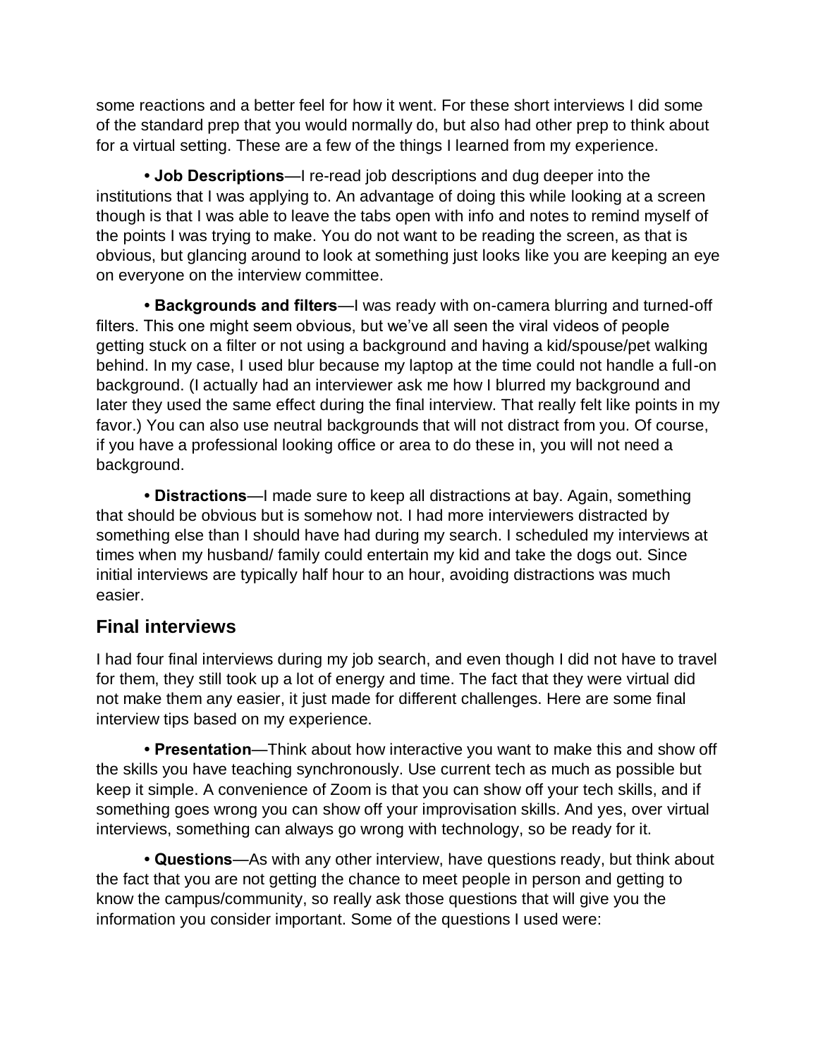some reactions and a better feel for how it went. For these short interviews I did some of the standard prep that you would normally do, but also had other prep to think about for a virtual setting. These are a few of the things I learned from my experience.

- **Job Descriptions**—I re-read job descriptions and dug deeper into the institutions that I was applying to. An advantage of doing this while looking at a screen though is that I was able to leave the tabs open with info and notes to remind myself of the points I was trying to make. You do not want to be reading the screen, as that is obvious, but glancing around to look at something just looks like you are keeping an eye on everyone on the interview committee.

- **Backgrounds and filters**—I was ready with on-camera blurring and turned-off filters. This one might seem obvious, but we've all seen the viral videos of people getting stuck on a filter or not using a background and having a kid/spouse/pet walking behind. In my case, I used blur because my laptop at the time could not handle a full-on background. (I actually had an interviewer ask me how I blurred my background and later they used the same effect during the final interview. That really felt like points in my favor.) You can also use neutral backgrounds that will not distract from you. Of course, if you have a professional looking office or area to do these in, you will not need a background.

- **Distractions**—I made sure to keep all distractions at bay. Again, something that should be obvious but is somehow not. I had more interviewers distracted by something else than I should have had during my search. I scheduled my interviews at times when my husband/ family could entertain my kid and take the dogs out. Since initial interviews are typically half hour to an hour, avoiding distractions was much easier.

## Final interviews

I had four final interviews during my job search, and even though I did not have to travel for them, they still took up a lot of energy and time. The fact that they were virtual did not make them any easier, it just made for different challenges. Here are some final interview tips based on my experience.

- **Presentation**—Think about how interactive you want to make this and show off the skills you have teaching synchronously. Use current tech as much as possible but keep it simple. A convenience of Zoom is that you can show off your tech skills, and if something goes wrong you can show off your improvisation skills. And yes, over virtual interviews, something can always go wrong with technology, so be ready for it.

- **Questions**—As with any other interview, have questions ready, but think about the fact that you are not getting the chance to meet people in person and getting to know the campus/community, so really ask those questions that will give you the information you consider important. Some of the questions I used were: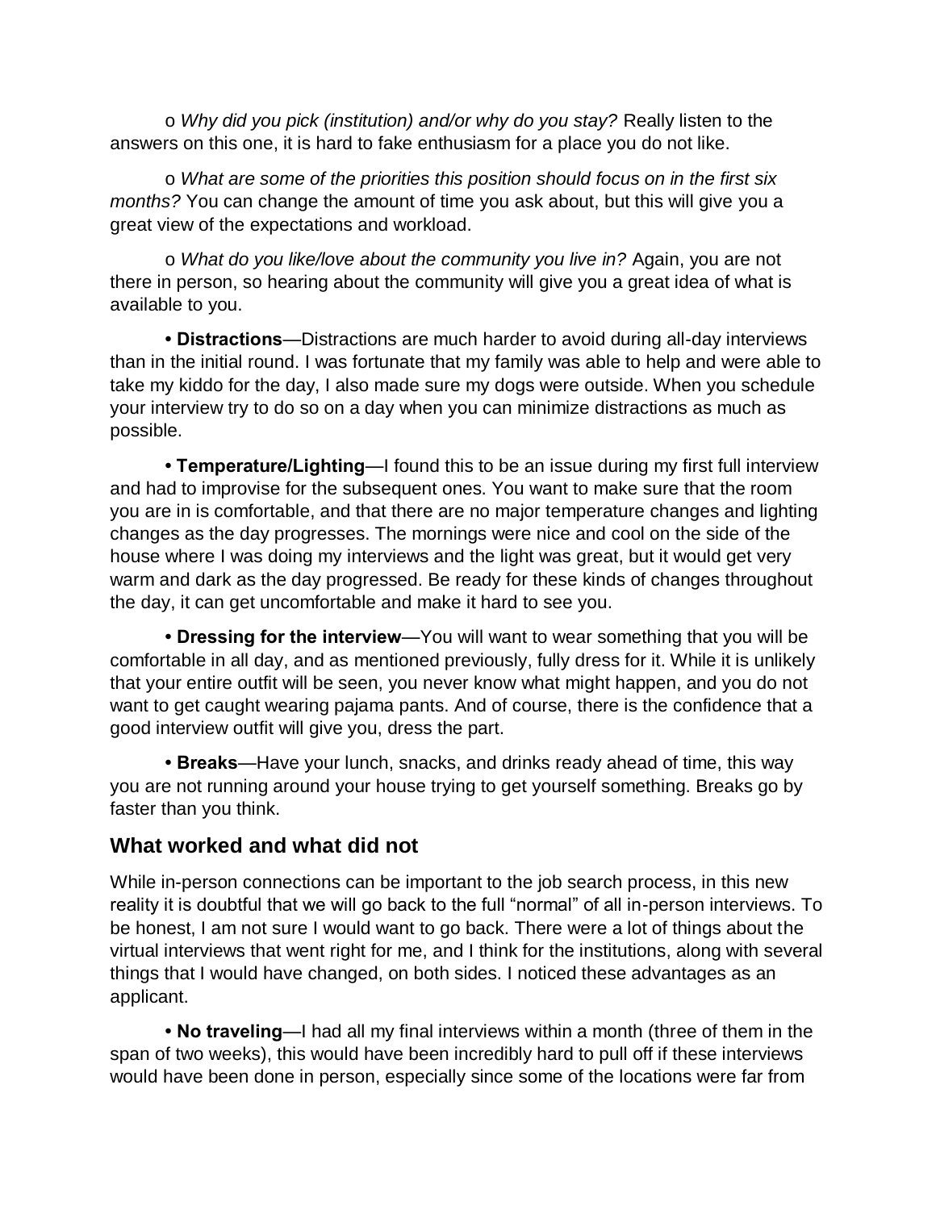o *Why did you pick (institution) and/or why do you stay?* Really listen to the answers on this one, it is hard to fake enthusiasm for a place you do not like.

o *What are some of the priorities this position should focus on in the first six months?* You can change the amount of time you ask about, but this will give you a great view of the expectations and workload.

o *What do you like/love about the community you live in?* Again, you are not there in person, so hearing about the community will give you a great idea of what is available to you.

- **Distractions**—Distractions are much harder to avoid during all-day interviews than in the initial round. I was fortunate that my family was able to help and were able to take my kiddo for the day, I also made sure my dogs were outside. When you schedule your interview try to do so on a day when you can minimize distractions as much as possible.

- **Temperature/Lighting**—I found this to be an issue during my first full interview and had to improvise for the subsequent ones. You want to make sure that the room you are in is comfortable, and that there are no major temperature changes and lighting changes as the day progresses. The mornings were nice and cool on the side of the house where I was doing my interviews and the light was great, but it would get very warm and dark as the day progressed. Be ready for these kinds of changes throughout the day, it can get uncomfortable and make it hard to see you.

- **Dressing for the interview**—You will want to wear something that you will be comfortable in all day, and as mentioned previously, fully dress for it. While it is unlikely that your entire outfit will be seen, you never know what might happen, and you do not want to get caught wearing pajama pants. And of course, there is the confidence that a good interview outfit will give you, dress the part.

- **Breaks**—Have your lunch, snacks, and drinks ready ahead of time, this way you are not running around your house trying to get yourself something. Breaks go by faster than you think.

## What worked and what did not

While in-person connections can be important to the job search process, in this new reality it is doubtful that we will go back to the full "normal" of all in-person interviews. To be honest, I am not sure I would want to go back. There were a lot of things about the virtual interviews that went right for me, and I think for the institutions, along with several things that I would have changed, on both sides. I noticed these advantages as an applicant.

- **No traveling**—I had all my final interviews within a month (three of them in the span of two weeks), this would have been incredibly hard to pull off if these interviews would have been done in person, especially since some of the locations were far from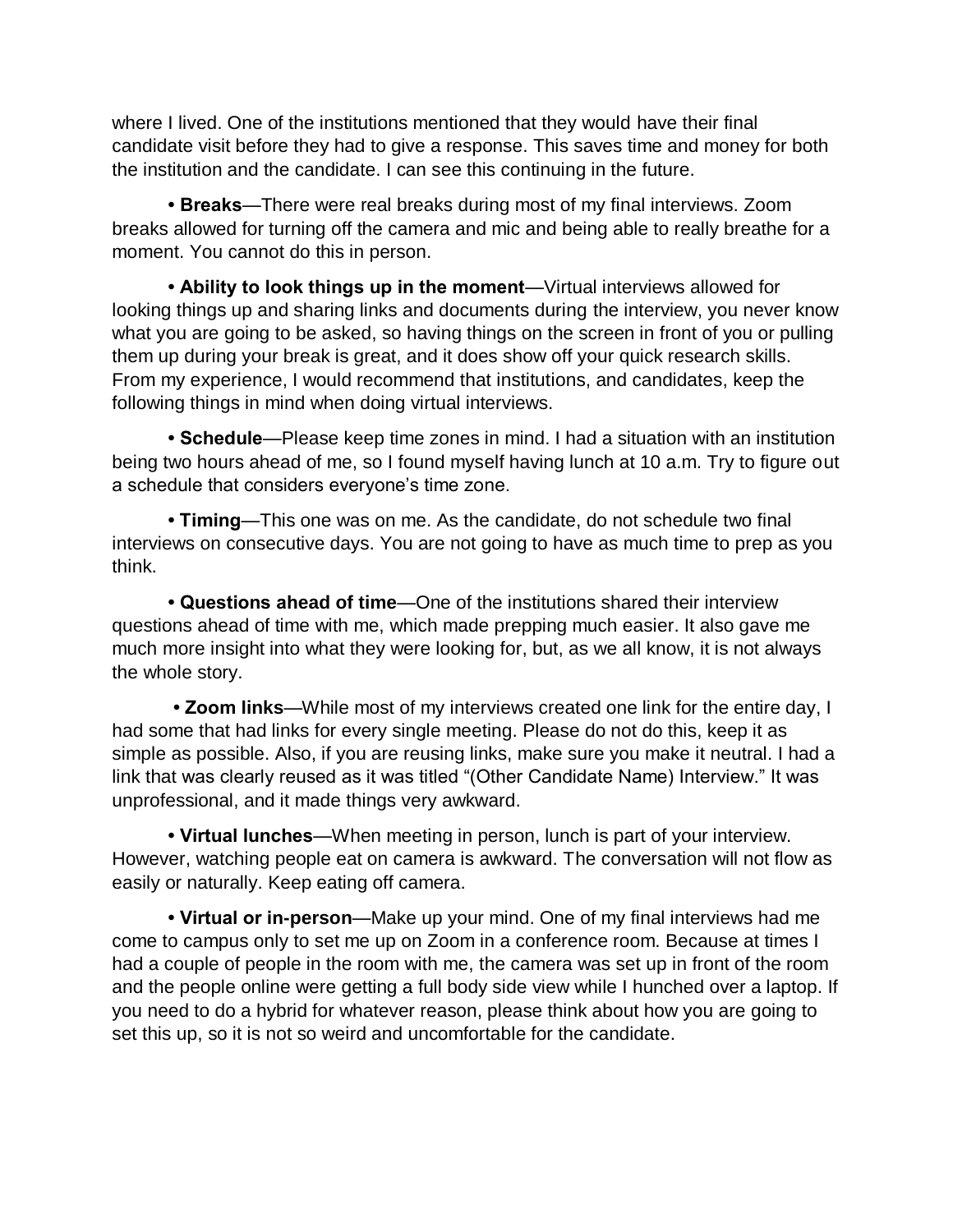where I lived. One of the institutions mentioned that they would have their final candidate visit before they had to give a response. This saves time and money for both the institution and the candidate. I can see this continuing in the future.

- **Breaks**—There were real breaks during most of my final interviews. Zoom breaks allowed for turning off the camera and mic and being able to really breathe for a moment. You cannot do this in person.

- **Ability to look things up in the moment**—Virtual interviews allowed for looking things up and sharing links and documents during the interview, you never know what you are going to be asked, so having things on the screen in front of you or pulling them up during your break is great, and it does show off your quick research skills. From my experience, I would recommend that institutions, and candidates, keep the following things in mind when doing virtual interviews.

- **Schedule**—Please keep time zones in mind. I had a situation with an institution being two hours ahead of me, so I found myself having lunch at 10 a.m. Try to figure out a schedule that considers everyone's time zone.

- **Timing**—This one was on me. As the candidate, do not schedule two final interviews on consecutive days. You are not going to have as much time to prep as you think.

- **Questions ahead of time**—One of the institutions shared their interview questions ahead of time with me, which made prepping much easier. It also gave me much more insight into what they were looking for, but, as we all know, it is not always the whole story.

- **Zoom links**—While most of my interviews created one link for the entire day, I had some that had links for every single meeting. Please do not do this, keep it as simple as possible. Also, if you are reusing links, make sure you make it neutral. I had a link that was clearly reused as it was titled "(Other Candidate Name) Interview." It was unprofessional, and it made things very awkward.

- **Virtual lunches**—When meeting in person, lunch is part of your interview. However, watching people eat on camera is awkward. The conversation will not flow as easily or naturally. Keep eating off camera.

- **Virtual or in-person**—Make up your mind. One of my final interviews had me come to campus only to set me up on Zoom in a conference room. Because at times I had a couple of people in the room with me, the camera was set up in front of the room and the people online were getting a full body side view while I hunched over a laptop. If you need to do a hybrid for whatever reason, please think about how you are going to set this up, so it is not so weird and uncomfortable for the candidate.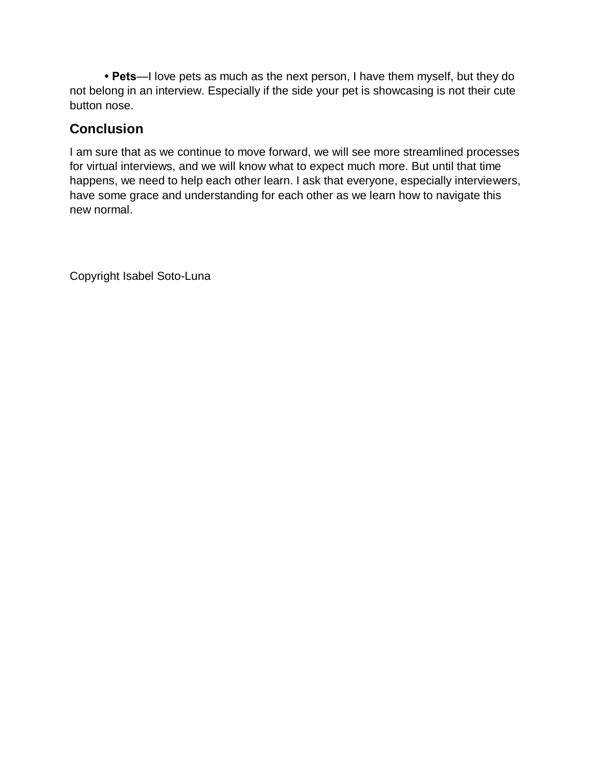- **Pets**—I love pets as much as the next person, I have them myself, but they do not belong in an interview. Especially if the side your pet is showcasing is not their cute button nose.

## Conclusion

I am sure that as we continue to move forward, we will see more streamlined processes for virtual interviews, and we will know what to expect much more. But until that time happens, we need to help each other learn. I ask that everyone, especially interviewers, have some grace and understanding for each other as we learn how to navigate this new normal.

Copyright Isabel Soto-Luna